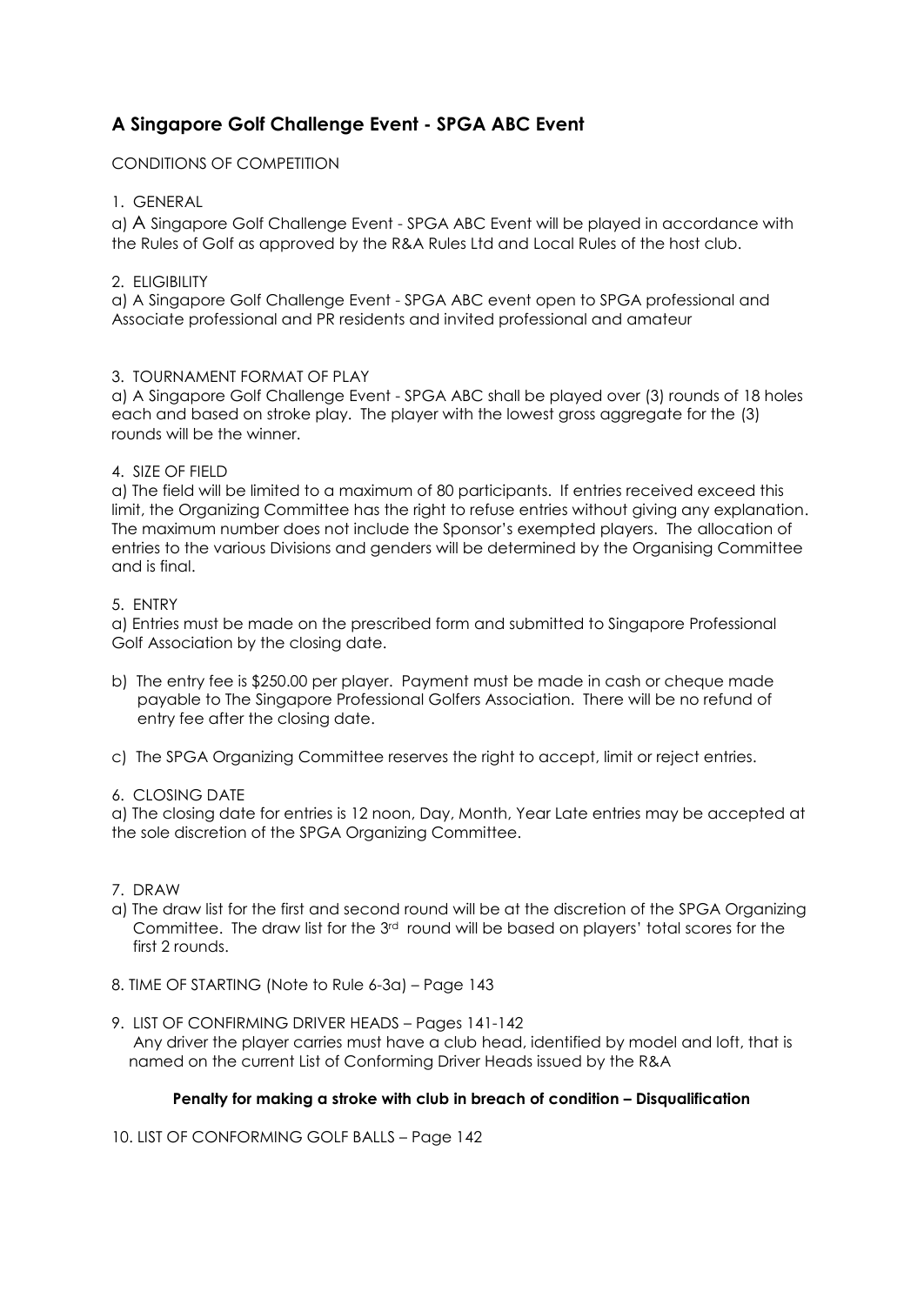## A Singapore Golf Challenge Event - SPGA ABC Event

CONDITIONS OF COMPETITION

1. GENERAL

a) A Singapore Golf Challenge Event - SPGA ABC Event will be played in accordance with the Rules of Golf as approved by the R&A Rules Ltd and Local Rules of the host club.

2. ELIGIBILITY

a) A Singapore Golf Challenge Event - SPGA ABC event open to SPGA professional and Associate professional and PR residents and invited professional and amateur

3. TOURNAMENT FORMAT OF PLAY

a) A Singapore Golf Challenge Event - SPGA ABC shall be played over (3) rounds of 18 holes each and based on stroke play. The player with the lowest gross aggregate for the (3) rounds will be the winner.

4. SIZE OF FIELD

a) The field will be limited to a maximum of 80 participants. If entries received exceed this limit, the Organizing Committee has the right to refuse entries without giving any explanation. The maximum number does not include the Sponsor's exempted players. The allocation of entries to the various Divisions and genders will be determined by the Organising Committee and is final.

5. ENTRY

a) Entries must be made on the prescribed form and submitted to Singapore Professional Golf Association by the closing date.

b) The entry fee is $250.00 per player. Payment must be made in cash or cheque made payable to The Singapore Professional Golfers Association. There will be no refund of entry fee after the closing date.

c) The SPGA Organizing Committee reserves the right to accept, limit or reject entries.

6. CLOSING DATE

a) The closing date for entries is 12 noon, Day, Month, Year Late entries may be accepted at the sole discretion of the SPGA Organizing Committee.

7. DRAW

a) The draw list for the first and second round will be at the discretion of the SPGA Organizing Committee. The draw list for the 3rd round will be based on players' total scores for the first 2 rounds.

8. TIME OF STARTING (Note to Rule 6-3a) – Page 143

9. LIST OF CONFIRMING DRIVER HEADS – Pages 141-142

Any driver the player carries must have a club head, identified by model and loft, that is named on the current List of Conforming Driver Heads issued by the R&A

**Penalty for making a stroke with club in breach of condition – Disqualification**

10. LIST OF CONFORMING GOLF BALLS – Page 142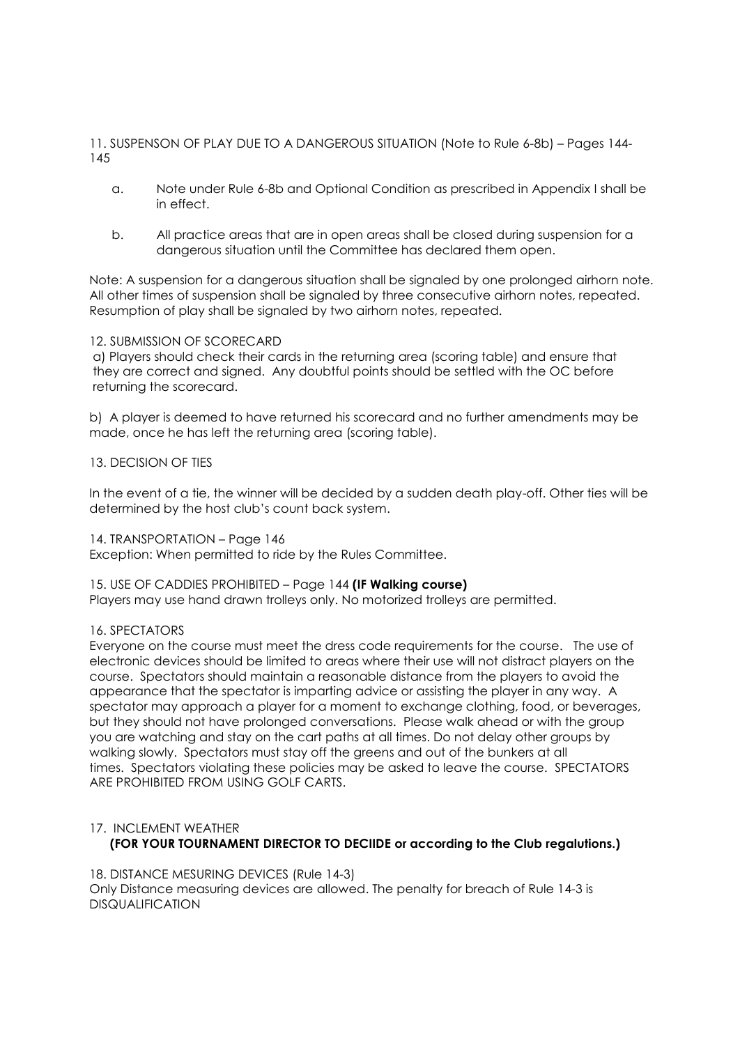11. SUSPENSON OF PLAY DUE TO A DANGEROUS SITUATION (Note to Rule 6-8b) – Pages 144-145

a. Note under Rule 6-8b and Optional Condition as prescribed in Appendix I shall be in effect.

b. All practice areas that are in open areas shall be closed during suspension for a dangerous situation until the Committee has declared them open.

Note: A suspension for a dangerous situation shall be signaled by one prolonged airhorn note. All other times of suspension shall be signaled by three consecutive airhorn notes, repeated. Resumption of play shall be signaled by two airhorn notes, repeated.

12. SUBMISSION OF SCORECARD

a) Players should check their cards in the returning area (scoring table) and ensure that they are correct and signed. Any doubtful points should be settled with the OC before returning the scorecard.

b) A player is deemed to have returned his scorecard and no further amendments may be made, once he has left the returning area (scoring table).

13. DECISION OF TIES

In the event of a tie, the winner will be decided by a sudden death play-off. Other ties will be determined by the host club's count back system.

14. TRANSPORTATION – Page 146
Exception: When permitted to ride by the Rules Committee.

15. USE OF CADDIES PROHIBITED – Page 144 **(IF Walking course)**
Players may use hand drawn trolleys only. No motorized trolleys are permitted.

16. SPECTATORS
Everyone on the course must meet the dress code requirements for the course. The use of electronic devices should be limited to areas where their use will not distract players on the course. Spectators should maintain a reasonable distance from the players to avoid the appearance that the spectator is imparting advice or assisting the player in any way. A spectator may approach a player for a moment to exchange clothing, food, or beverages, but they should not have prolonged conversations. Please walk ahead or with the group you are watching and stay on the cart paths at all times. Do not delay other groups by walking slowly. Spectators must stay off the greens and out of the bunkers at all times. Spectators violating these policies may be asked to leave the course. SPECTATORS ARE PROHIBITED FROM USING GOLF CARTS.

17. INCLEMENT WEATHER
**(FOR YOUR TOURNAMENT DIRECTOR TO DECIIDE or according to the Club regalutions.)**

18. DISTANCE MESURING DEVICES (Rule 14-3)
Only Distance measuring devices are allowed. The penalty for breach of Rule 14-3 is DISQUALIFICATION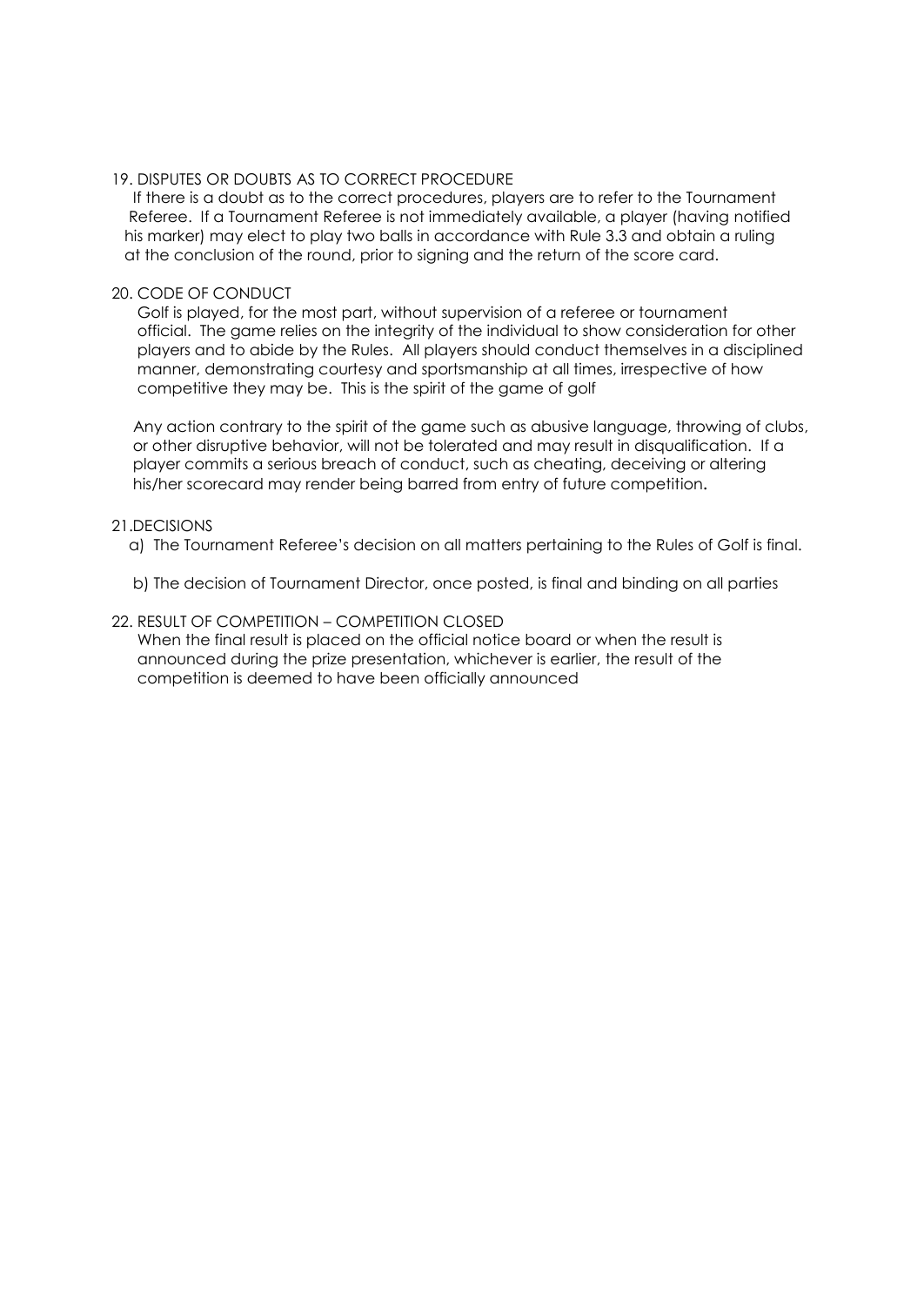## 19. DISPUTES OR DOUBTS AS TO CORRECT PROCEDURE

If there is a doubt as to the correct procedures, players are to refer to the Tournament Referee. If a Tournament Referee is not immediately available, a player (having notified his marker) may elect to play two balls in accordance with Rule 3.3 and obtain a ruling at the conclusion of the round, prior to signing and the return of the score card.

## 20. CODE OF CONDUCT

Golf is played, for the most part, without supervision of a referee or tournament official. The game relies on the integrity of the individual to show consideration for other players and to abide by the Rules. All players should conduct themselves in a disciplined manner, demonstrating courtesy and sportsmanship at all times, irrespective of how competitive they may be. This is the spirit of the game of golf

Any action contrary to the spirit of the game such as abusive language, throwing of clubs, or other disruptive behavior, will not be tolerated and may result in disqualification. If a player commits a serious breach of conduct, such as cheating, deceiving or altering his/her scorecard may render being barred from entry of future competition**.**

## 21.DECISIONS

a) The Tournament Referee's decision on all matters pertaining to the Rules of Golf is final.

b) The decision of Tournament Director, once posted, is final and binding on all parties

## 22. RESULT OF COMPETITION – COMPETITION CLOSED

When the final result is placed on the official notice board or when the result is announced during the prize presentation, whichever is earlier, the result of the competition is deemed to have been officially announced